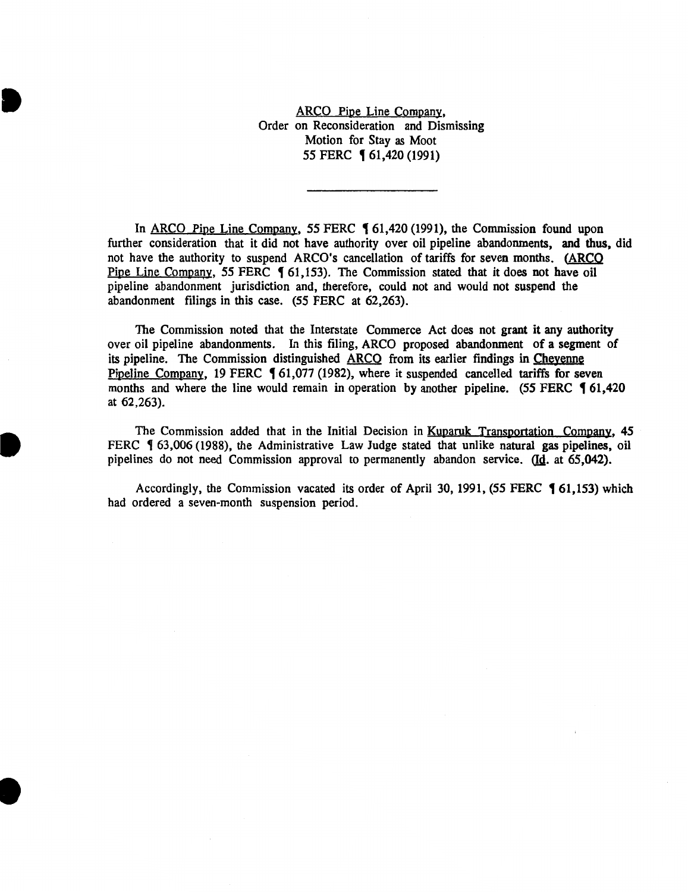ARCO Pipe Line Company,
Order on Reconsideration and Dismissing
Motion for Stay as Moot
55 FERC ¶ 61,420 (1991)

---

In ARCO Pipe Line Company, 55 FERC ¶ 61,420 (1991), the Commission found upon further consideration that it did not have authority over oil pipeline abandonments, and thus, did not have the authority to suspend ARCO's cancellation of tariffs for seven months. (ARCO Pipe Line Company, 55 FERC ¶ 61,153). The Commission stated that it does not have oil pipeline abandonment jurisdiction and, therefore, could not and would not suspend the abandonment filings in this case. (55 FERC at 62,263).

The Commission noted that the Interstate Commerce Act does not grant it any authority over oil pipeline abandonments. In this filing, ARCO proposed abandonment of a segment of its pipeline. The Commission distinguished ARCO from its earlier findings in Cheyenne Pipeline Company, 19 FERC ¶ 61,077 (1982), where it suspended cancelled tariffs for seven months and where the line would remain in operation by another pipeline. (55 FERC ¶ 61,420 at 62,263).

The Commission added that in the Initial Decision in Kuparuk Transportation Company, 45 FERC ¶ 63,006 (1988), the Administrative Law Judge stated that unlike natural gas pipelines, oil pipelines do not need Commission approval to permanently abandon service. (Id. at 65,042).

Accordingly, the Commission vacated its order of April 30, 1991, (55 FERC ¶ 61,153) which had ordered a seven-month suspension period.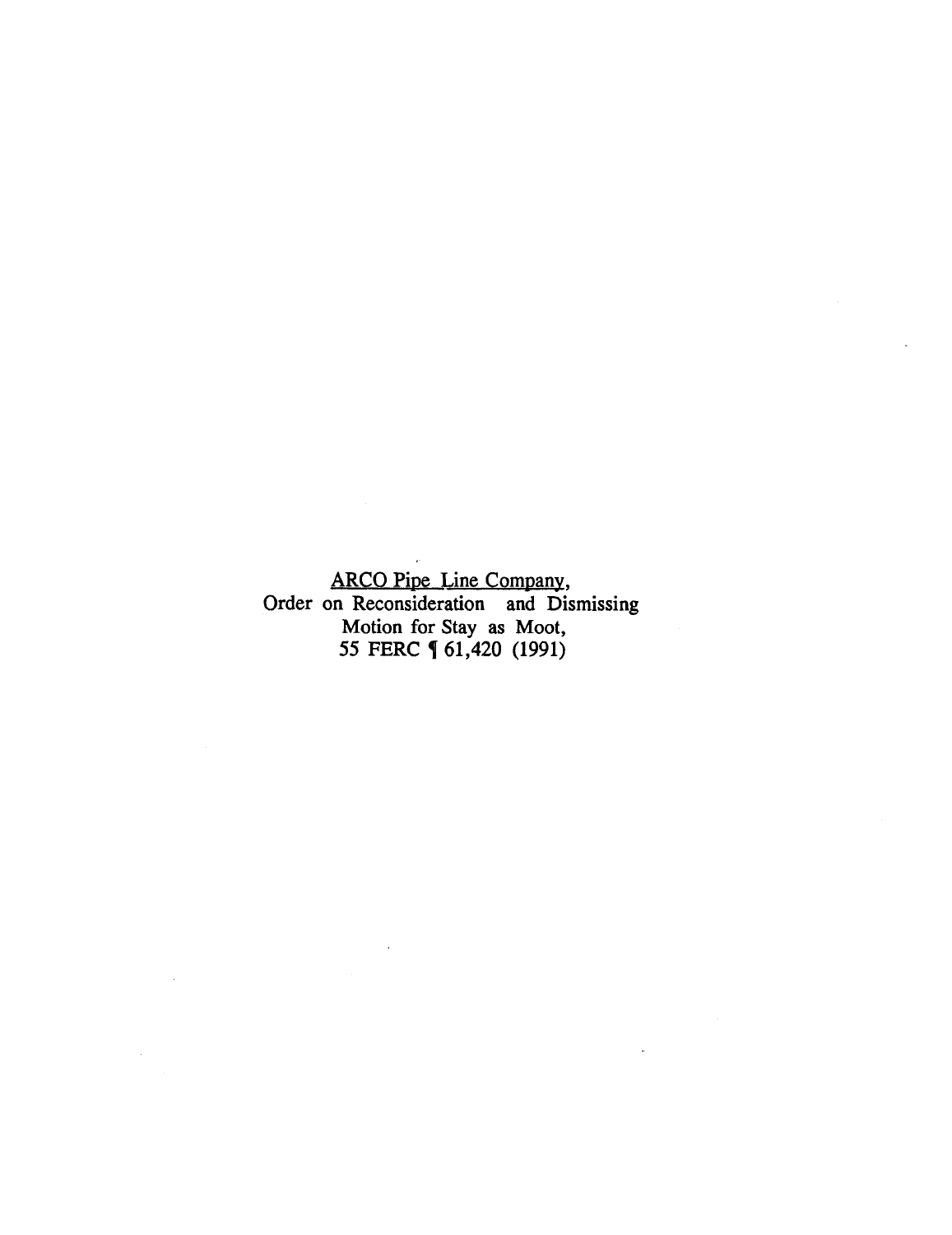ARCO Pipe Line Company,
Order on Reconsideration and Dismissing
Motion for Stay as Moot,
55 FERC ¶ 61,420 (1991)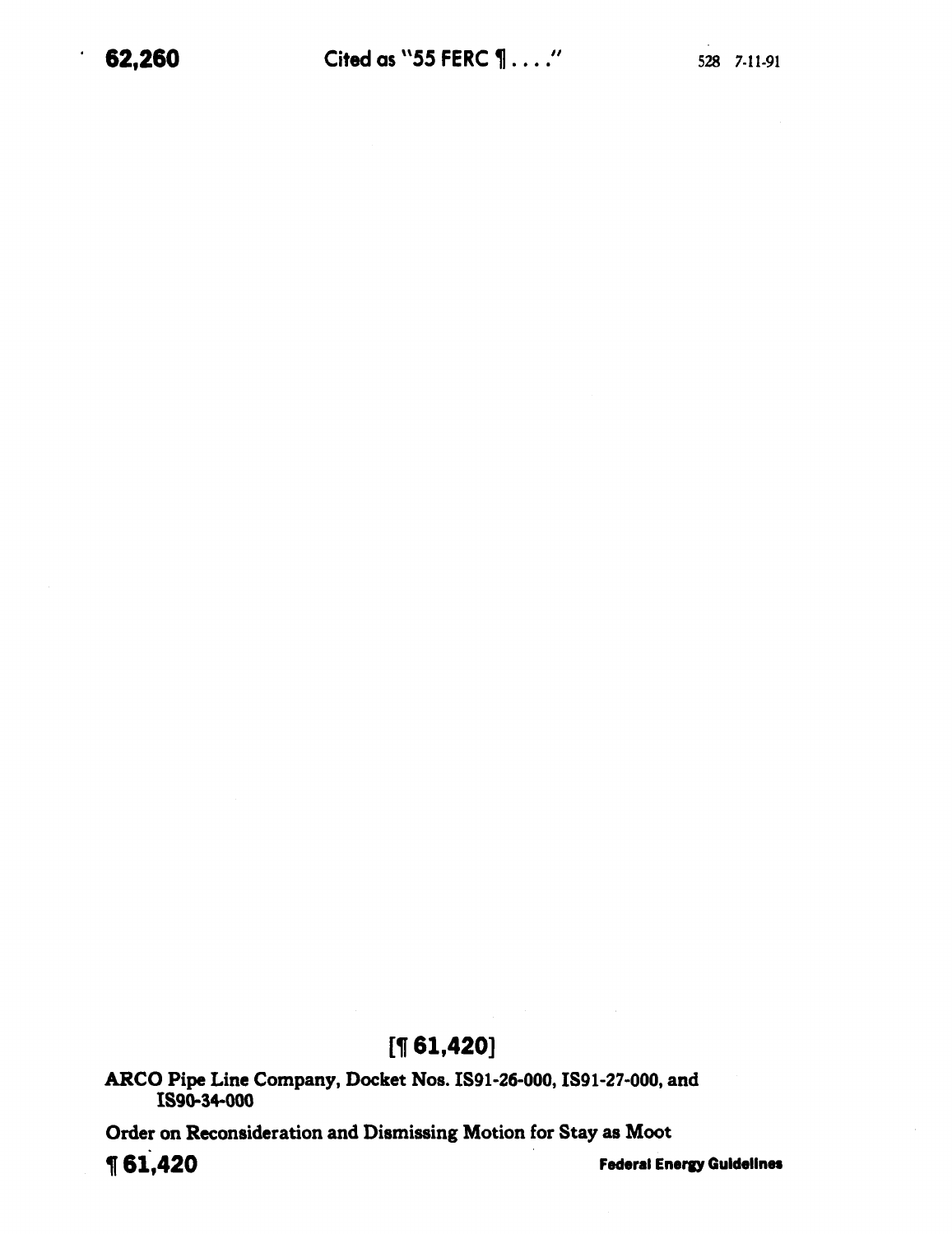## [¶ 61,420]

**ARCO Pipe Line Company, Docket Nos. IS91-26-000, IS91-27-000, and IS90-34-000**

**Order on Reconsideration and Dismissing Motion for Stay as Moot**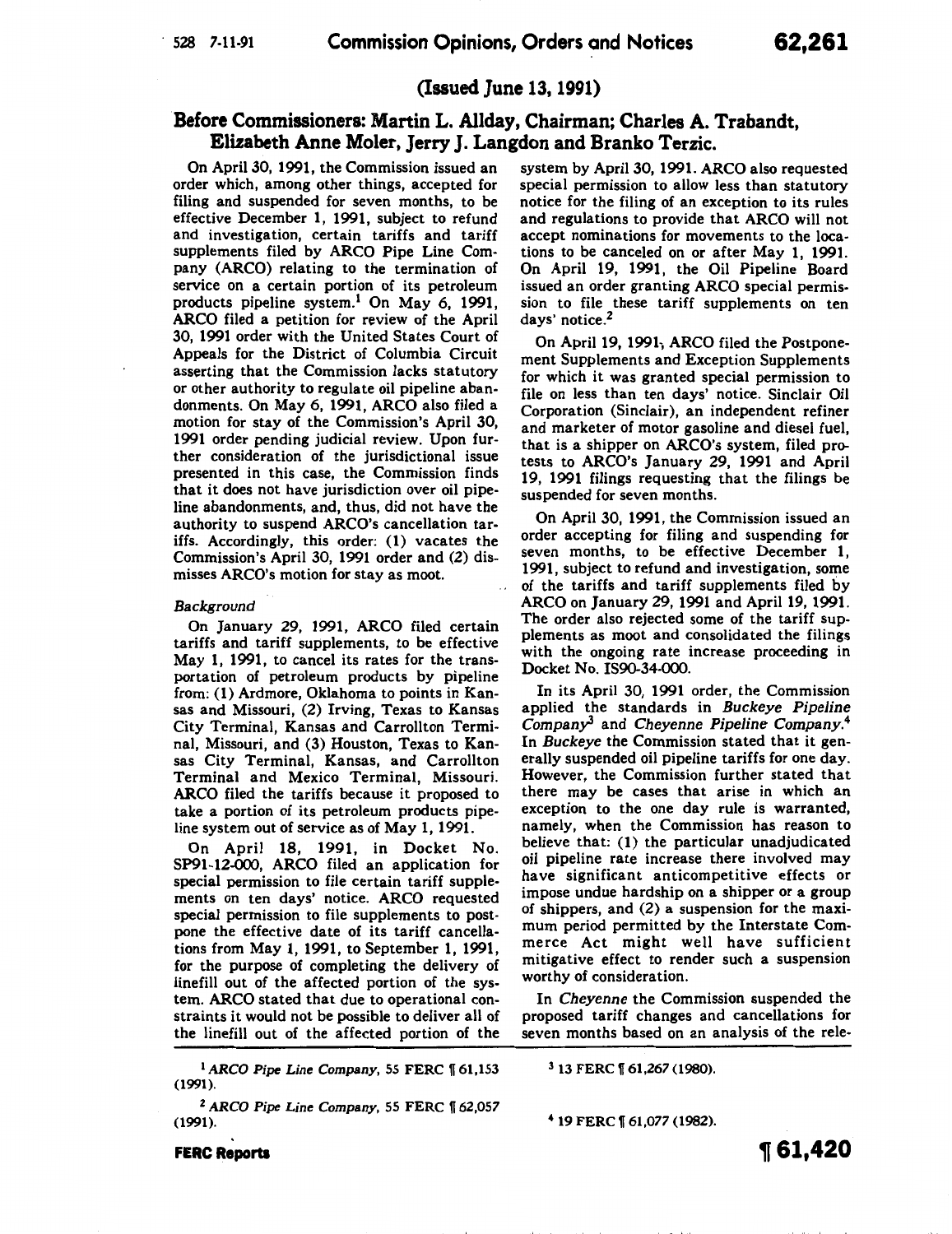(Issued June 13, 1991)

## Before Commissioners: Martin L. Allday, Chairman; Charles A. Trabandt, Elizabeth Anne Moler, Jerry J. Langdon and Branko Terzic.

On April 30, 1991, the Commission issued an order which, among other things, accepted for filing and suspended for seven months, to be effective December 1, 1991, subject to refund and investigation, certain tariffs and tariff supplements filed by ARCO Pipe Line Company (ARCO) relating to the termination of service on a certain portion of its petroleum products pipeline system.[1] On May 6, 1991, ARCO filed a petition for review of the April 30, 1991 order with the United States Court of Appeals for the District of Columbia Circuit asserting that the Commission lacks statutory or other authority to regulate oil pipeline abandonments. On May 6, 1991, ARCO also filed a motion for stay of the Commission's April 30, 1991 order pending judicial review. Upon further consideration of the jurisdictional issue presented in this case, the Commission finds that it does not have jurisdiction over oil pipeline abandonments, and, thus, did not have the authority to suspend ARCO's cancellation tariffs. Accordingly, this order: (1) vacates the Commission's April 30, 1991 order and (2) dismisses ARCO's motion for stay as moot.

*Background*

On January 29, 1991, ARCO filed certain tariffs and tariff supplements, to be effective May 1, 1991, to cancel its rates for the transportation of petroleum products by pipeline from: (1) Ardmore, Oklahoma to points in Kansas and Missouri, (2) Irving, Texas to Kansas City Terminal, Kansas and Carrollton Terminal, Missouri, and (3) Houston, Texas to Kansas City Terminal, Kansas, and Carrollton Terminal and Mexico Terminal, Missouri. ARCO filed the tariffs because it proposed to take a portion of its petroleum products pipeline system out of service as of May 1, 1991.

On April 18, 1991, in Docket No. SP91-12-000, ARCO filed an application for special permission to file certain tariff supplements on ten days' notice. ARCO requested special permission to file supplements to postpone the effective date of its tariff cancellations from May 1, 1991, to September 1, 1991, for the purpose of completing the delivery of linefill out of the affected portion of the system. ARCO stated that due to operational constraints it would not be possible to deliver all of the linefill out of the affected portion of the system by April 30, 1991. ARCO also requested special permission to allow less than statutory notice for the filing of an exception to its rules and regulations to provide that ARCO will not accept nominations for movements to the locations to be canceled on or after May 1, 1991. On April 19, 1991, the Oil Pipeline Board issued an order granting ARCO special permission to file these tariff supplements on ten days' notice.[2]

On April 19, 1991, ARCO filed the Postponement Supplements and Exception Supplements for which it was granted special permission to file on less than ten days' notice. Sinclair Oil Corporation (Sinclair), an independent refiner and marketer of motor gasoline and diesel fuel, that is a shipper on ARCO's system, filed protests to ARCO's January 29, 1991 and April 19, 1991 filings requesting that the filings be suspended for seven months.

On April 30, 1991, the Commission issued an order accepting for filing and suspending for seven months, to be effective December 1, 1991, subject to refund and investigation, some of the tariffs and tariff supplements filed by ARCO on January 29, 1991 and April 19, 1991. The order also rejected some of the tariff supplements as moot and consolidated the filings with the ongoing rate increase proceeding in Docket No. IS90-34-000.

In its April 30, 1991 order, the Commission applied the standards in *Buckeye Pipeline Company*[3] and *Cheyenne Pipeline Company*.[4] In *Buckeye* the Commission stated that it generally suspended oil pipeline tariffs for one day. However, the Commission further stated that there may be cases that arise in which an exception to the one day rule is warranted, namely, when the Commission has reason to believe that: (1) the particular unadjudicated oil pipeline rate increase there involved may have significant anticompetitive effects or impose undue hardship on a shipper or a group of shippers, and (2) a suspension for the maximum period permitted by the Interstate Commerce Act might well have sufficient mitigative effect to render such a suspension worthy of consideration.

In *Cheyenne* the Commission suspended the proposed tariff changes and cancellations for seven months based on an analysis of the rele-

---

[1] *ARCO Pipe Line Company*, 55 FERC ¶ 61,153 (1991).

[2] *ARCO Pipe Line Company*, 55 FERC ¶ 62,057 (1991).

[3] 13 FERC ¶ 61,267 (1980).

[4] 19 FERC ¶ 61,077 (1982).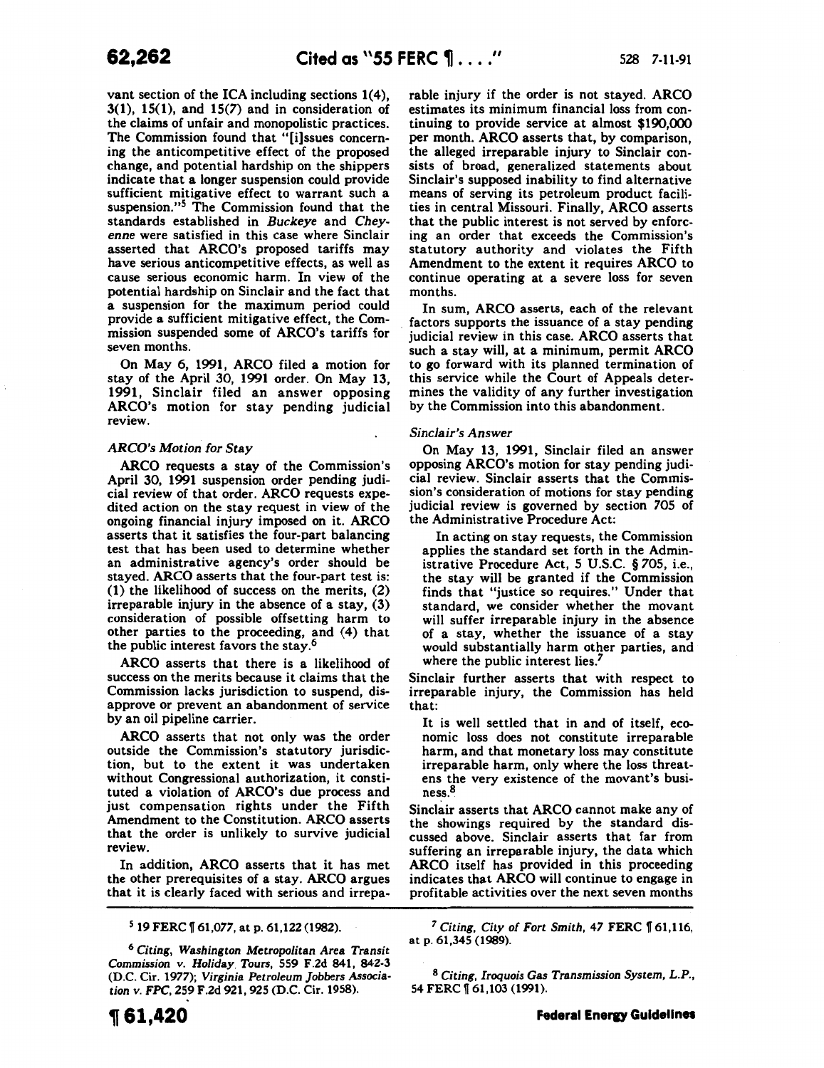vant section of the ICA including sections 1(4), 3(1), 15(1), and 15(7) and in consideration of the claims of unfair and monopolistic practices. The Commission found that "[i]ssues concerning the anticompetitive effect of the proposed change, and potential hardship on the shippers indicate that a longer suspension could provide sufficient mitigative effect to warrant such a suspension."[5] The Commission found that the standards established in *Buckeye* and *Cheyenne* were satisfied in this case where Sinclair asserted that ARCO's proposed tariffs may have serious anticompetitive effects, as well as cause serious economic harm. In view of the potential hardship on Sinclair and the fact that a suspension for the maximum period could provide a sufficient mitigative effect, the Commission suspended some of ARCO's tariffs for seven months.

On May 6, 1991, ARCO filed a motion for stay of the April 30, 1991 order. On May 13, 1991, Sinclair filed an answer opposing ARCO's motion for stay pending judicial review.

*ARCO's Motion for Stay*

ARCO requests a stay of the Commission's April 30, 1991 suspension order pending judicial review of that order. ARCO requests expedited action on the stay request in view of the ongoing financial injury imposed on it. ARCO asserts that it satisfies the four-part balancing test that has been used to determine whether an administrative agency's order should be stayed. ARCO asserts that the four-part test is: (1) the likelihood of success on the merits, (2) irreparable injury in the absence of a stay, (3) consideration of possible offsetting harm to other parties to the proceeding, and (4) that the public interest favors the stay.[6]

ARCO asserts that there is a likelihood of success on the merits because it claims that the Commission lacks jurisdiction to suspend, disapprove or prevent an abandonment of service by an oil pipeline carrier.

ARCO asserts that not only was the order outside the Commission's statutory jurisdiction, but to the extent it was undertaken without Congressional authorization, it constituted a violation of ARCO's due process and just compensation rights under the Fifth Amendment to the Constitution. ARCO asserts that the order is unlikely to survive judicial review.

In addition, ARCO asserts that it has met the other prerequisites of a stay. ARCO argues that it is clearly faced with serious and irreparable injury if the order is not stayed. ARCO estimates its minimum financial loss from continuing to provide service at almost $190,000 per month. ARCO asserts that, by comparison, the alleged irreparable injury to Sinclair consists of broad, generalized statements about Sinclair's supposed inability to find alternative means of serving its petroleum product facilities in central Missouri. Finally, ARCO asserts that the public interest is not served by enforcing an order that exceeds the Commission's statutory authority and violates the Fifth Amendment to the extent it requires ARCO to continue operating at a severe loss for seven months.

In sum, ARCO asserts, each of the relevant factors supports the issuance of a stay pending judicial review in this case. ARCO asserts that such a stay will, at a minimum, permit ARCO to go forward with its planned termination of this service while the Court of Appeals determines the validity of any further investigation by the Commission into this abandonment.

*Sinclair's Answer*

On May 13, 1991, Sinclair filed an answer opposing ARCO's motion for stay pending judicial review. Sinclair asserts that the Commission's consideration of motions for stay pending judicial review is governed by section 705 of the Administrative Procedure Act:

> In acting on stay requests, the Commission applies the standard set forth in the Administrative Procedure Act, 5 U.S.C. § 705, i.e., the stay will be granted if the Commission finds that "justice so requires." Under that standard, we consider whether the movant will suffer irreparable injury in the absence of a stay, whether the issuance of a stay would substantially harm other parties, and where the public interest lies.[7]

Sinclair further asserts that with respect to irreparable injury, the Commission has held that:

> It is well settled that in and of itself, economic loss does not constitute irreparable harm, and that monetary loss may constitute irreparable harm, only where the loss threatens the very existence of the movant's business.[8]

Sinclair asserts that ARCO cannot make any of the showings required by the standard discussed above. Sinclair asserts that far from suffering an irreparable injury, the data which ARCO itself has provided in this proceeding indicates that ARCO will continue to engage in profitable activities over the next seven months

---

[5] 19 FERC ¶ 61,077, at p. 61,122 (1982).

[6] *Citing, Washington Metropolitan Area Transit Commission v. Holiday Tours*, 559 F.2d 841, 842-3 (D.C. Cir. 1977); *Virginia Petroleum Jobbers Association v. FPC*, 259 F.2d 921, 925 (D.C. Cir. 1958).

[7] *Citing, City of Fort Smith*, 47 FERC ¶ 61,116, at p. 61,345 (1989).

[8] *Citing, Iroquois Gas Transmission System, L.P.*, 54 FERC ¶ 61,103 (1991).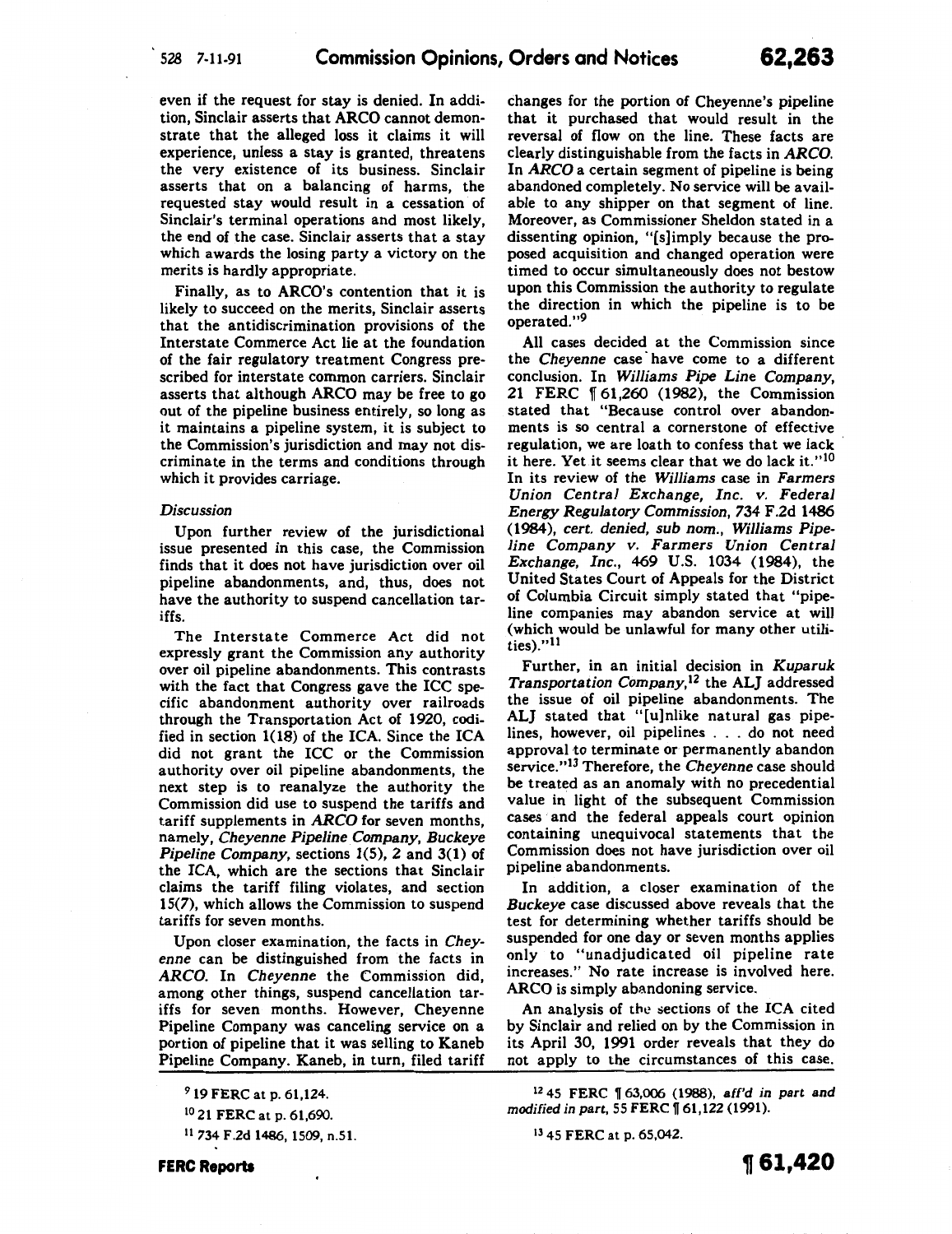even if the request for stay is denied. In addition, Sinclair asserts that ARCO cannot demonstrate that the alleged loss it claims it will experience, unless a stay is granted, threatens the very existence of its business. Sinclair asserts that on a balancing of harms, the requested stay would result in a cessation of Sinclair's terminal operations and most likely, the end of the case. Sinclair asserts that a stay which awards the losing party a victory on the merits is hardly appropriate.

Finally, as to ARCO's contention that it is likely to succeed on the merits, Sinclair asserts that the antidiscrimination provisions of the Interstate Commerce Act lie at the foundation of the fair regulatory treatment Congress prescribed for interstate common carriers. Sinclair asserts that although ARCO may be free to go out of the pipeline business entirely, so long as it maintains a pipeline system, it is subject to the Commission's jurisdiction and may not discriminate in the terms and conditions through which it provides carriage.

*Discussion*

Upon further review of the jurisdictional issue presented in this case, the Commission finds that it does not have jurisdiction over oil pipeline abandonments, and, thus, does not have the authority to suspend cancellation tariffs.

The Interstate Commerce Act did not expressly grant the Commission any authority over oil pipeline abandonments. This contrasts with the fact that Congress gave the ICC specific abandonment authority over railroads through the Transportation Act of 1920, codified in section 1(18) of the ICA. Since the ICA did not grant the ICC or the Commission authority over oil pipeline abandonments, the next step is to reanalyze the authority the Commission did use to suspend the tariffs and tariff supplements in *ARCO* for seven months, namely, *Cheyenne Pipeline Company, Buckeye Pipeline Company,* sections 1(5), 2 and 3(1) of the ICA, which are the sections that Sinclair claims the tariff filing violates, and section 15(7), which allows the Commission to suspend tariffs for seven months.

Upon closer examination, the facts in *Cheyenne* can be distinguished from the facts in *ARCO*. In *Cheyenne* the Commission did, among other things, suspend cancellation tariffs for seven months. However, Cheyenne Pipeline Company was canceling service on a portion of pipeline that it was selling to Kaneb Pipeline Company. Kaneb, in turn, filed tariff changes for the portion of Cheyenne's pipeline that it purchased that would result in the reversal of flow on the line. These facts are clearly distinguishable from the facts in *ARCO*. In *ARCO* a certain segment of pipeline is being abandoned completely. No service will be available to any shipper on that segment of line. Moreover, as Commissioner Sheldon stated in a dissenting opinion, "[s]imply because the proposed acquisition and changed operation were timed to occur simultaneously does not bestow upon this Commission the authority to regulate the direction in which the pipeline is to be operated."[9]

All cases decided at the Commission since the *Cheyenne* case have come to a different conclusion. In *Williams Pipe Line Company,* 21 FERC ¶ 61,260 (1982), the Commission stated that "Because control over abandonments is so central a cornerstone of effective regulation, we are loath to confess that we lack it here. Yet it seems clear that we do lack it."[10] In its review of the *Williams* case in *Farmers Union Central Exchange, Inc. v. Federal Energy Regulatory Commission,* 734 F.2d 1486 (1984), *cert. denied, sub nom., Williams Pipeline Company v. Farmers Union Central Exchange, Inc.,* 469 U.S. 1034 (1984), the United States Court of Appeals for the District of Columbia Circuit simply stated that "pipeline companies may abandon service at will (which would be unlawful for many other utilities)."[11]

Further, in an initial decision in *Kuparuk Transportation Company,*[12] the ALJ addressed the issue of oil pipeline abandonments. The ALJ stated that "[u]nlike natural gas pipelines, however, oil pipelines . . . do not need approval to terminate or permanently abandon service."[13] Therefore, the *Cheyenne* case should be treated as an anomaly with no precedential value in light of the subsequent Commission cases and the federal appeals court opinion containing unequivocal statements that the Commission does not have jurisdiction over oil pipeline abandonments.

In addition, a closer examination of the *Buckeye* case discussed above reveals that the test for determining whether tariffs should be suspended for one day or seven months applies only to "unadjudicated oil pipeline rate increases." No rate increase is involved here. ARCO is simply abandoning service.

An analysis of the sections of the ICA cited by Sinclair and relied on by the Commission in its April 30, 1991 order reveals that they do not apply to the circumstances of this case.

---

[9] 19 FERC at p. 61,124.

[10] 21 FERC at p. 61,690.

[11] 734 F.2d 1486, 1509, n.51.

[12] 45 FERC ¶ 63,006 (1988), *aff'd in part and modified in part,* 55 FERC ¶ 61,122 (1991).

[13] 45 FERC at p. 65,042.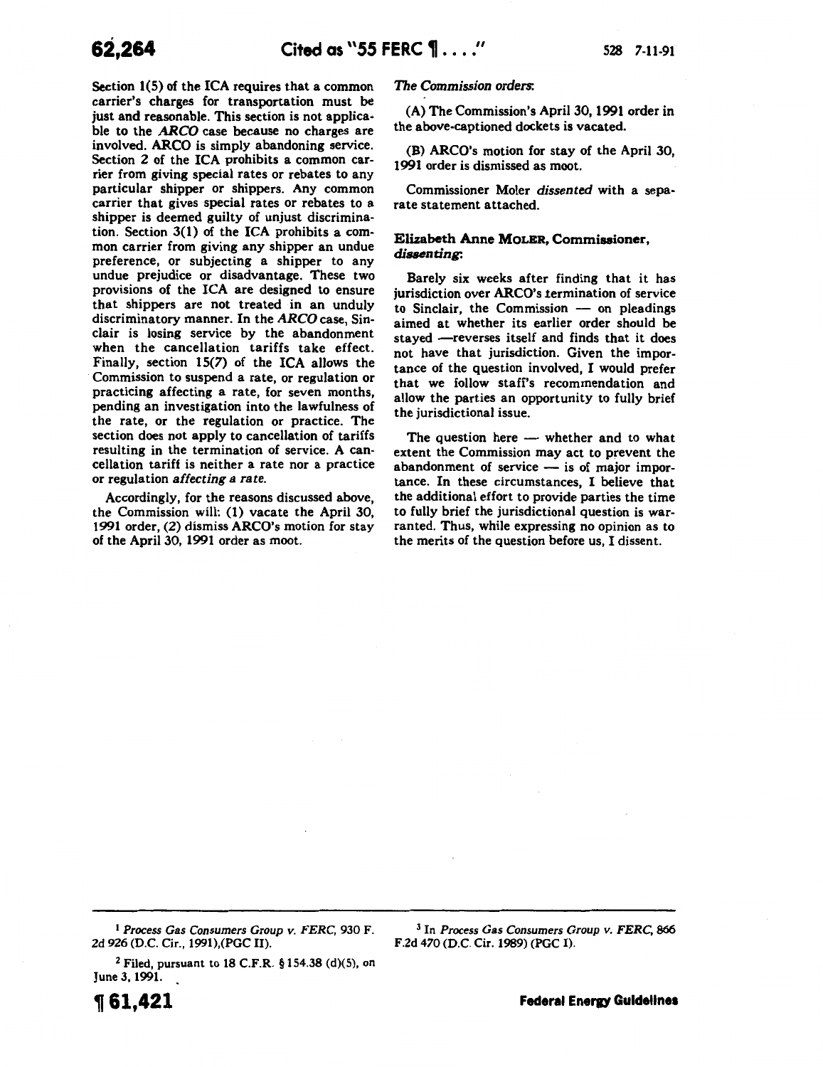Section 1(5) of the ICA requires that a common carrier's charges for transportation must be just and reasonable. This section is not applicable to the *ARCO* case because no charges are involved. ARCO is simply abandoning service. Section 2 of the ICA prohibits a common carrier from giving special rates or rebates to any particular shipper or shippers. Any common carrier that gives special rates or rebates to a shipper is deemed guilty of unjust discrimination. Section 3(1) of the ICA prohibits a common carrier from giving any shipper an undue preference, or subjecting a shipper to any undue prejudice or disadvantage. These two provisions of the ICA are designed to ensure that shippers are not treated in an unduly discriminatory manner. In the *ARCO* case, Sinclair is losing service by the abandonment when the cancellation tariffs take effect. Finally, section 15(7) of the ICA allows the Commission to suspend a rate, or regulation or practicing affecting a rate, for seven months, pending an investigation into the lawfulness of the rate, or the regulation or practice. The section does not apply to cancellation of tariffs resulting in the termination of service. A cancellation tariff is neither a rate nor a practice or regulation *affecting a rate*.

Accordingly, for the reasons discussed above, the Commission will: (1) vacate the April 30, 1991 order, (2) dismiss ARCO's motion for stay of the April 30, 1991 order as moot.

*The Commission orders*:

(A) The Commission's April 30, 1991 order in the above-captioned dockets is vacated.

(B) ARCO's motion for stay of the April 30, 1991 order is dismissed as moot.

Commissioner Moler *dissented* with a separate statement attached.

**Elizabeth Anne MOLER, Commissioner, *dissenting*:**

Barely six weeks after finding that it has jurisdiction over ARCO's termination of service to Sinclair, the Commission — on pleadings aimed at whether its earlier order should be stayed —reverses itself and finds that it does not have that jurisdiction. Given the importance of the question involved, I would prefer that we follow staff's recommendation and allow the parties an opportunity to fully brief the jurisdictional issue.

The question here — whether and to what extent the Commission may act to prevent the abandonment of service — is of major importance. In these circumstances, I believe that the additional effort to provide parties the time to fully brief the jurisdictional question is warranted. Thus, while expressing no opinion as to the merits of the question before us, I dissent.

---

[1] *Process Gas Consumers Group v. FERC*, 930 F. 2d 926 (D.C. Cir., 1991),(PGC II).

[2] Filed, pursuant to 18 C.F.R. § 154.38 (d)(5), on June 3, 1991.

[3] In *Process Gas Consumers Group v. FERC*, 866 F.2d 470 (D.C. Cir. 1989) (PGC I).